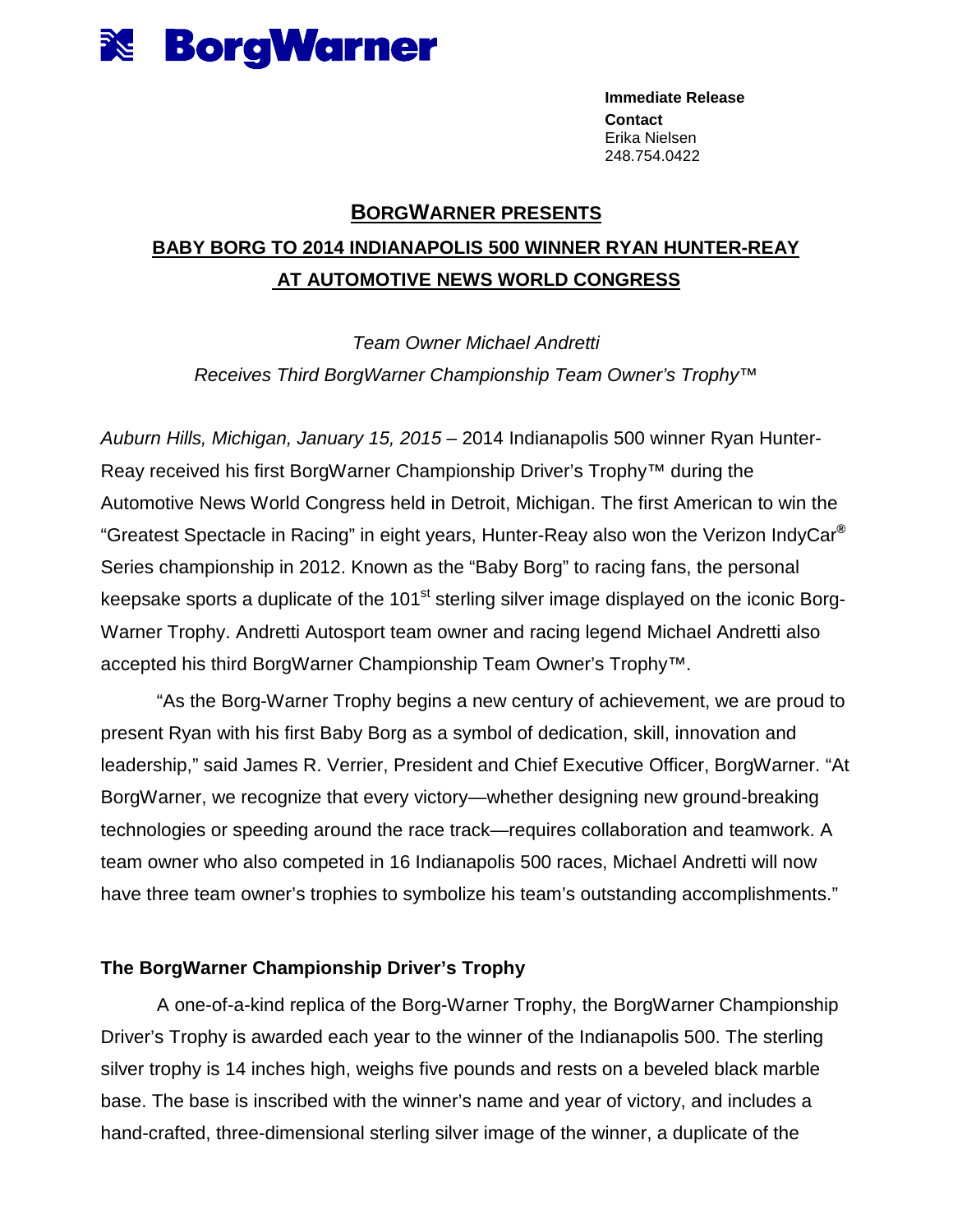**BorgWarner**

**Immediate Release**
**Contact**
Erika Nielsen
248.754.0422

## BORGWARNER PRESENTS BABY BORG TO 2014 INDIANAPOLIS 500 WINNER RYAN HUNTER-REAY AT AUTOMOTIVE NEWS WORLD CONGRESS

*Team Owner Michael Andretti*
*Receives Third BorgWarner Championship Team Owner's Trophy™*

*Auburn Hills, Michigan, January 15, 2015* – 2014 Indianapolis 500 winner Ryan Hunter-Reay received his first BorgWarner Championship Driver's Trophy™ during the Automotive News World Congress held in Detroit, Michigan. The first American to win the "Greatest Spectacle in Racing" in eight years, Hunter-Reay also won the Verizon IndyCar® Series championship in 2012. Known as the "Baby Borg" to racing fans, the personal keepsake sports a duplicate of the 101st sterling silver image displayed on the iconic Borg-Warner Trophy. Andretti Autosport team owner and racing legend Michael Andretti also accepted his third BorgWarner Championship Team Owner's Trophy™.

"As the Borg-Warner Trophy begins a new century of achievement, we are proud to present Ryan with his first Baby Borg as a symbol of dedication, skill, innovation and leadership," said James R. Verrier, President and Chief Executive Officer, BorgWarner. "At BorgWarner, we recognize that every victory—whether designing new ground-breaking technologies or speeding around the race track—requires collaboration and teamwork. A team owner who also competed in 16 Indianapolis 500 races, Michael Andretti will now have three team owner's trophies to symbolize his team's outstanding accomplishments."

### The BorgWarner Championship Driver's Trophy

A one-of-a-kind replica of the Borg-Warner Trophy, the BorgWarner Championship Driver's Trophy is awarded each year to the winner of the Indianapolis 500. The sterling silver trophy is 14 inches high, weighs five pounds and rests on a beveled black marble base. The base is inscribed with the winner's name and year of victory, and includes a hand-crafted, three-dimensional sterling silver image of the winner, a duplicate of the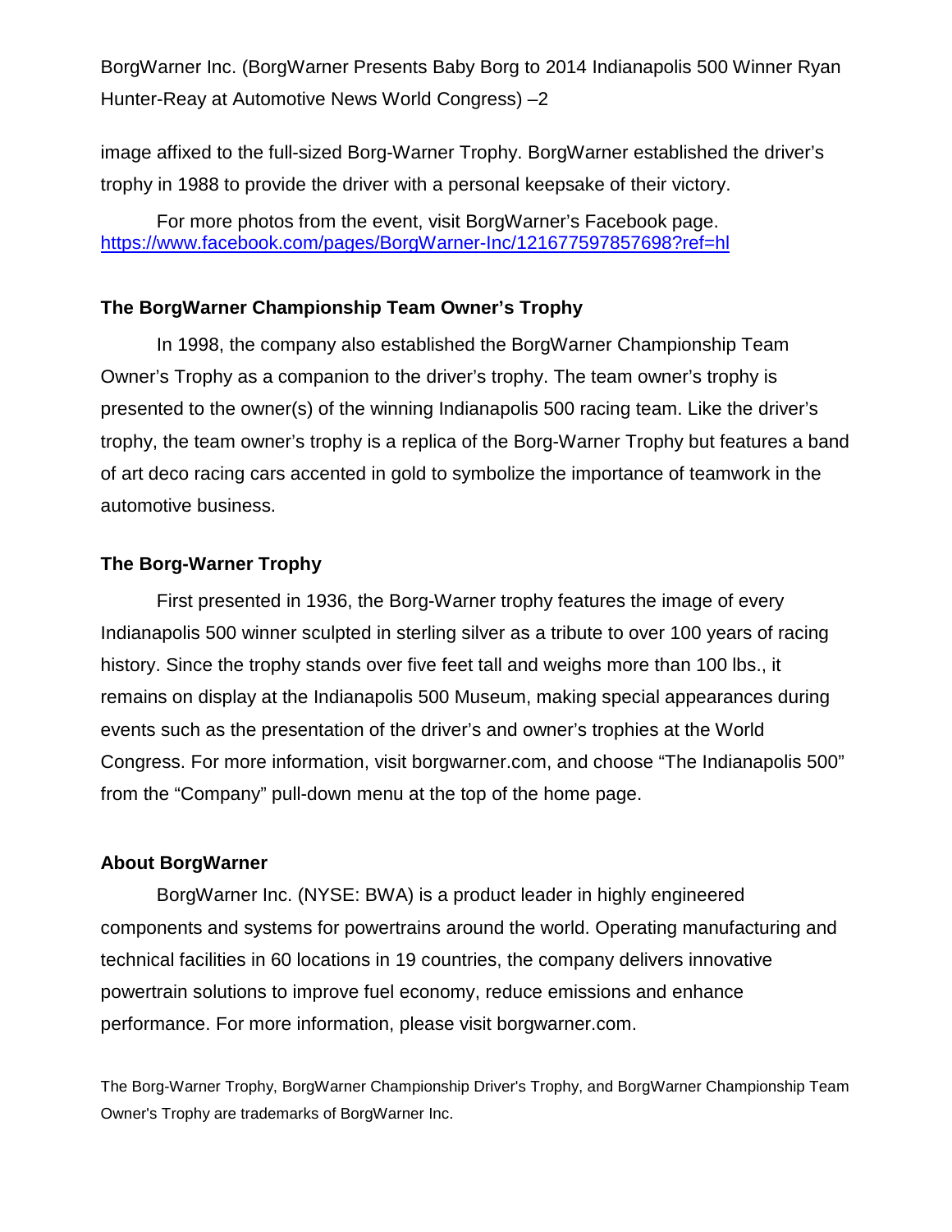image affixed to the full-sized Borg-Warner Trophy. BorgWarner established the driver's trophy in 1988 to provide the driver with a personal keepsake of their victory.

For more photos from the event, visit BorgWarner's Facebook page. https://www.facebook.com/pages/BorgWarner-Inc/121677597857698?ref=hl

**The BorgWarner Championship Team Owner's Trophy**

In 1998, the company also established the BorgWarner Championship Team Owner's Trophy as a companion to the driver's trophy. The team owner's trophy is presented to the owner(s) of the winning Indianapolis 500 racing team. Like the driver's trophy, the team owner's trophy is a replica of the Borg-Warner Trophy but features a band of art deco racing cars accented in gold to symbolize the importance of teamwork in the automotive business.

**The Borg-Warner Trophy**

First presented in 1936, the Borg-Warner trophy features the image of every Indianapolis 500 winner sculpted in sterling silver as a tribute to over 100 years of racing history. Since the trophy stands over five feet tall and weighs more than 100 lbs., it remains on display at the Indianapolis 500 Museum, making special appearances during events such as the presentation of the driver's and owner's trophies at the World Congress. For more information, visit borgwarner.com, and choose "The Indianapolis 500" from the "Company" pull-down menu at the top of the home page.

**About BorgWarner**

BorgWarner Inc. (NYSE: BWA) is a product leader in highly engineered components and systems for powertrains around the world. Operating manufacturing and technical facilities in 60 locations in 19 countries, the company delivers innovative powertrain solutions to improve fuel economy, reduce emissions and enhance performance. For more information, please visit borgwarner.com.

The Borg-Warner Trophy, BorgWarner Championship Driver's Trophy, and BorgWarner Championship Team Owner's Trophy are trademarks of BorgWarner Inc.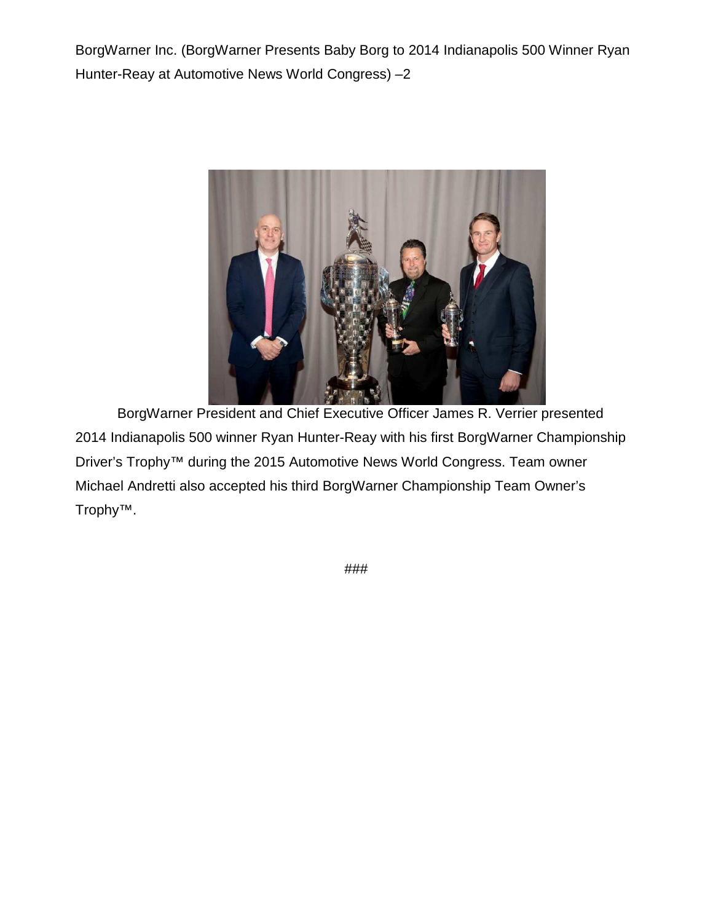BorgWarner President and Chief Executive Officer James R. Verrier presented 2014 Indianapolis 500 winner Ryan Hunter-Reay with his first BorgWarner Championship Driver's Trophy™ during the 2015 Automotive News World Congress. Team owner Michael Andretti also accepted his third BorgWarner Championship Team Owner's Trophy™.

###